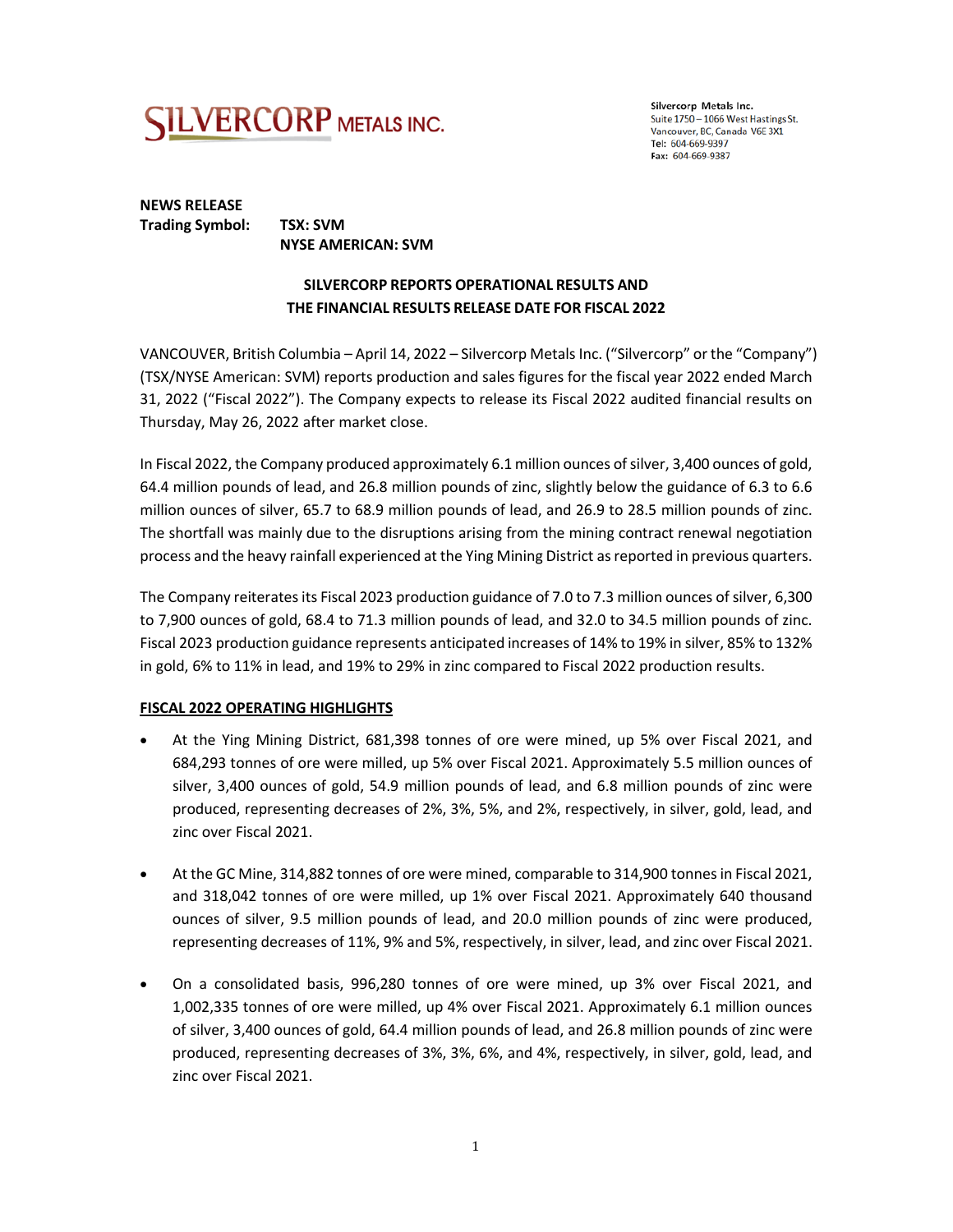SILVERCORP METALS INC.

Silvercorp Metals Inc.
Suite 1750 – 1066 West Hastings St.
Vancouver, BC, Canada V6E 3X1
Tel: 604-669-9397
Fax: 604-669-9387

**NEWS RELEASE**
**Trading Symbol:** **TSX: SVM**
**NYSE AMERICAN: SVM**

# SILVERCORP REPORTS OPERATIONAL RESULTS AND THE FINANCIAL RESULTS RELEASE DATE FOR FISCAL 2022

VANCOUVER, British Columbia – April 14, 2022 – Silvercorp Metals Inc. ("Silvercorp" or the "Company") (TSX/NYSE American: SVM) reports production and sales figures for the fiscal year 2022 ended March 31, 2022 ("Fiscal 2022"). The Company expects to release its Fiscal 2022 audited financial results on Thursday, May 26, 2022 after market close.

In Fiscal 2022, the Company produced approximately 6.1 million ounces of silver, 3,400 ounces of gold, 64.4 million pounds of lead, and 26.8 million pounds of zinc, slightly below the guidance of 6.3 to 6.6 million ounces of silver, 65.7 to 68.9 million pounds of lead, and 26.9 to 28.5 million pounds of zinc. The shortfall was mainly due to the disruptions arising from the mining contract renewal negotiation process and the heavy rainfall experienced at the Ying Mining District as reported in previous quarters.

The Company reiterates its Fiscal 2023 production guidance of 7.0 to 7.3 million ounces of silver, 6,300 to 7,900 ounces of gold, 68.4 to 71.3 million pounds of lead, and 32.0 to 34.5 million pounds of zinc. Fiscal 2023 production guidance represents anticipated increases of 14% to 19% in silver, 85% to 132% in gold, 6% to 11% in lead, and 19% to 29% in zinc compared to Fiscal 2022 production results.

## FISCAL 2022 OPERATING HIGHLIGHTS

- At the Ying Mining District, 681,398 tonnes of ore were mined, up 5% over Fiscal 2021, and 684,293 tonnes of ore were milled, up 5% over Fiscal 2021. Approximately 5.5 million ounces of silver, 3,400 ounces of gold, 54.9 million pounds of lead, and 6.8 million pounds of zinc were produced, representing decreases of 2%, 3%, 5%, and 2%, respectively, in silver, gold, lead, and zinc over Fiscal 2021.

- At the GC Mine, 314,882 tonnes of ore were mined, comparable to 314,900 tonnes in Fiscal 2021, and 318,042 tonnes of ore were milled, up 1% over Fiscal 2021. Approximately 640 thousand ounces of silver, 9.5 million pounds of lead, and 20.0 million pounds of zinc were produced, representing decreases of 11%, 9% and 5%, respectively, in silver, lead, and zinc over Fiscal 2021.

- On a consolidated basis, 996,280 tonnes of ore were mined, up 3% over Fiscal 2021, and 1,002,335 tonnes of ore were milled, up 4% over Fiscal 2021. Approximately 6.1 million ounces of silver, 3,400 ounces of gold, 64.4 million pounds of lead, and 26.8 million pounds of zinc were produced, representing decreases of 3%, 3%, 6%, and 4%, respectively, in silver, gold, lead, and zinc over Fiscal 2021.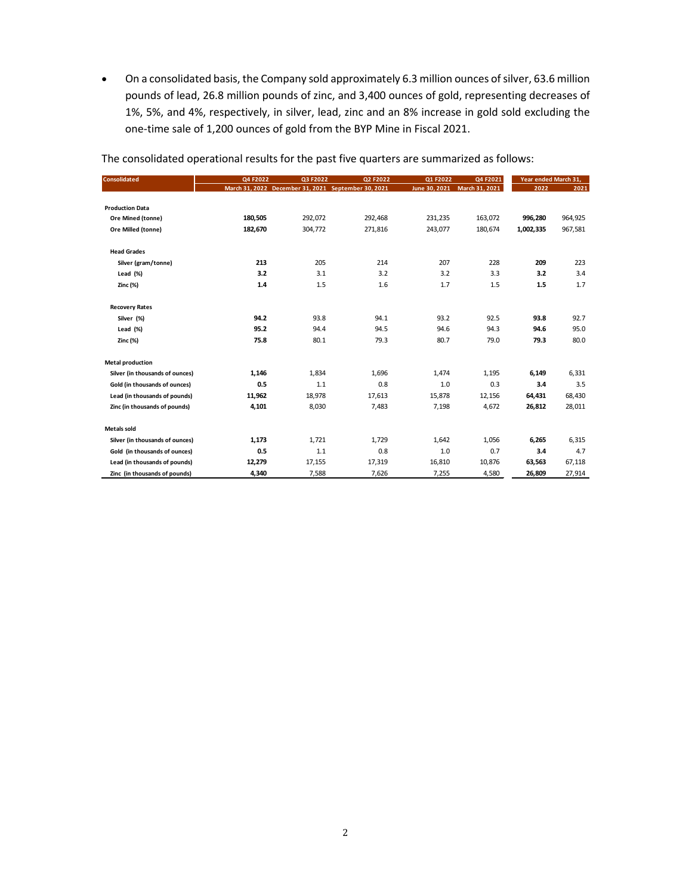- On a consolidated basis, the Company sold approximately 6.3 million ounces of silver, 63.6 million pounds of lead, 26.8 million pounds of zinc, and 3,400 ounces of gold, representing decreases of 1%, 5%, and 4%, respectively, in silver, lead, zinc and an 8% increase in gold sold excluding the one-time sale of 1,200 ounces of gold from the BYP Mine in Fiscal 2021.

The consolidated operational results for the past five quarters are summarized as follows:

| Consolidated | Q4 F2022 | Q3 F2022 | Q2 F2022 | Q1 F2022 | Q4 F2021 | Year ended March 31, | |
|---|---|---|---|---|---|---|---|
| | March 31, 2022 | December 31, 2021 | September 30, 2021 | June 30, 2021 | March 31, 2021 | 2022 | 2021 |
| **Production Data** | | | | | | | |
| Ore Mined (tonne) | **180,505** | 292,072 | 292,468 | 231,235 | 163,072 | **996,280** | 964,925 |
| Ore Milled (tonne) | **182,670** | 304,772 | 271,816 | 243,077 | 180,674 | **1,002,335** | 967,581 |
| **Head Grades** | | | | | | | |
| Silver (gram/tonne) | **213** | 205 | 214 | 207 | 228 | **209** | 223 |
| Lead (%) | **3.2** | 3.1 | 3.2 | 3.2 | 3.3 | **3.2** | 3.4 |
| Zinc (%) | **1.4** | 1.5 | 1.6 | 1.7 | 1.5 | **1.5** | 1.7 |
| **Recovery Rates** | | | | | | | |
| Silver (%) | **94.2** | 93.8 | 94.1 | 93.2 | 92.5 | **93.8** | 92.7 |
| Lead (%) | **95.2** | 94.4 | 94.5 | 94.6 | 94.3 | **94.6** | 95.0 |
| Zinc (%) | **75.8** | 80.1 | 79.3 | 80.7 | 79.0 | **79.3** | 80.0 |
| **Metal production** | | | | | | | |
| Silver (in thousands of ounces) | **1,146** | 1,834 | 1,696 | 1,474 | 1,195 | **6,149** | 6,331 |
| Gold (in thousands of ounces) | **0.5** | 1.1 | 0.8 | 1.0 | 0.3 | **3.4** | 3.5 |
| Lead (in thousands of pounds) | **11,962** | 18,978 | 17,613 | 15,878 | 12,156 | **64,431** | 68,430 |
| Zinc (in thousands of pounds) | **4,101** | 8,030 | 7,483 | 7,198 | 4,672 | **26,812** | 28,011 |
| **Metals sold** | | | | | | | |
| Silver (in thousands of ounces) | **1,173** | 1,721 | 1,729 | 1,642 | 1,056 | **6,265** | 6,315 |
| Gold (in thousands of ounces) | **0.5** | 1.1 | 0.8 | 1.0 | 0.7 | **3.4** | 4.7 |
| Lead (in thousands of pounds) | **12,279** | 17,155 | 17,319 | 16,810 | 10,876 | **63,563** | 67,118 |
| Zinc (in thousands of pounds) | **4,340** | 7,588 | 7,626 | 7,255 | 4,580 | **26,809** | 27,914 |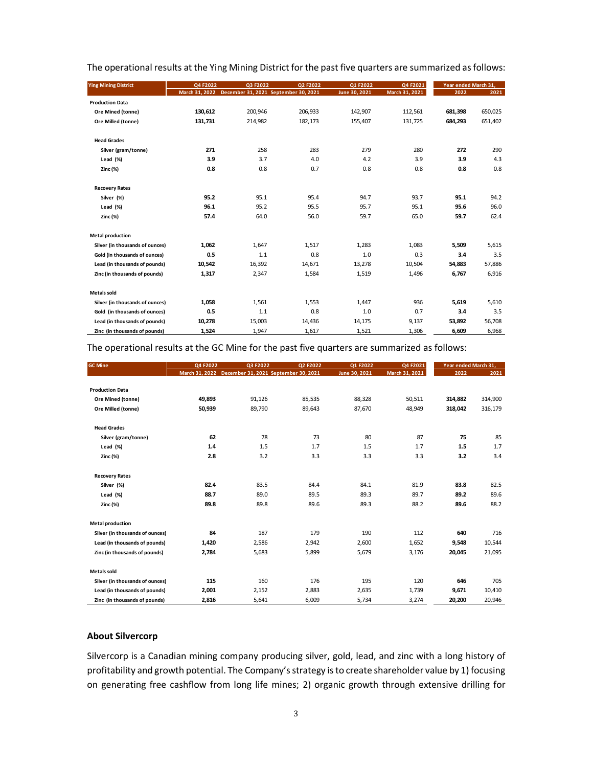The operational results at the Ying Mining District for the past five quarters are summarized as follows:

| Ying Mining District | Q4 F2022 | Q3 F2022 | Q2 F2022 | Q1 F2022 | Q4 F2021 | Year ended March 31, | |
|---|---|---|---|---|---|---|---|
| | March 31, 2022 | December 31, 2021 | September 30, 2021 | June 30, 2021 | March 31, 2021 | 2022 | 2021 |
| **Production Data** | | | | | | | |
| Ore Mined (tonne) | **130,612** | 200,946 | 206,933 | 142,907 | 112,561 | **681,398** | 650,025 |
| Ore Milled (tonne) | **131,731** | 214,982 | 182,173 | 155,407 | 131,725 | **684,293** | 651,402 |
| **Head Grades** | | | | | | | |
| Silver (gram/tonne) | **271** | 258 | 283 | 279 | 280 | **272** | 290 |
| Lead (%) | **3.9** | 3.7 | 4.0 | 4.2 | 3.9 | **3.9** | 4.3 |
| Zinc (%) | **0.8** | 0.8 | 0.7 | 0.8 | 0.8 | **0.8** | 0.8 |
| **Recovery Rates** | | | | | | | |
| Silver (%) | **95.2** | 95.1 | 95.4 | 94.7 | 93.7 | **95.1** | 94.2 |
| Lead (%) | **96.1** | 95.2 | 95.5 | 95.7 | 95.1 | **95.6** | 96.0 |
| Zinc (%) | **57.4** | 64.0 | 56.0 | 59.7 | 65.0 | **59.7** | 62.4 |
| **Metal production** | | | | | | | |
| Silver (in thousands of ounces) | **1,062** | 1,647 | 1,517 | 1,283 | 1,083 | **5,509** | 5,615 |
| Gold (in thousands of ounces) | **0.5** | 1.1 | 0.8 | 1.0 | 0.3 | **3.4** | 3.5 |
| Lead (in thousands of pounds) | **10,542** | 16,392 | 14,671 | 13,278 | 10,504 | **54,883** | 57,886 |
| Zinc (in thousands of pounds) | **1,317** | 2,347 | 1,584 | 1,519 | 1,496 | **6,767** | 6,916 |
| **Metals sold** | | | | | | | |
| Silver (in thousands of ounces) | **1,058** | 1,561 | 1,553 | 1,447 | 936 | **5,619** | 5,610 |
| Gold (in thousands of ounces) | **0.5** | 1.1 | 0.8 | 1.0 | 0.7 | **3.4** | 3.5 |
| Lead (in thousands of pounds) | **10,278** | 15,003 | 14,436 | 14,175 | 9,137 | **53,892** | 56,708 |
| Zinc (in thousands of pounds) | **1,524** | 1,947 | 1,617 | 1,521 | 1,306 | **6,609** | 6,968 |

The operational results at the GC Mine for the past five quarters are summarized as follows:

| GC Mine | Q4 F2022 | Q3 F2022 | Q2 F2022 | Q1 F2022 | Q4 F2021 | Year ended March 31, | |
|---|---|---|---|---|---|---|---|
| | March 31, 2022 | December 31, 2021 | September 30, 2021 | June 30, 2021 | March 31, 2021 | 2022 | 2021 |
| **Production Data** | | | | | | | |
| Ore Mined (tonne) | **49,893** | 91,126 | 85,535 | 88,328 | 50,511 | **314,882** | 314,900 |
| Ore Milled (tonne) | **50,939** | 89,790 | 89,643 | 87,670 | 48,949 | **318,042** | 316,179 |
| **Head Grades** | | | | | | | |
| Silver (gram/tonne) | **62** | 78 | 73 | 80 | 87 | **75** | 85 |
| Lead (%) | **1.4** | 1.5 | 1.7 | 1.5 | 1.7 | **1.5** | 1.7 |
| Zinc (%) | **2.8** | 3.2 | 3.3 | 3.3 | 3.3 | **3.2** | 3.4 |
| **Recovery Rates** | | | | | | | |
| Silver (%) | **82.4** | 83.5 | 84.4 | 84.1 | 81.9 | **83.8** | 82.5 |
| Lead (%) | **88.7** | 89.0 | 89.5 | 89.3 | 89.7 | **89.2** | 89.6 |
| Zinc (%) | **89.8** | 89.8 | 89.6 | 89.3 | 88.2 | **89.6** | 88.2 |
| **Metal production** | | | | | | | |
| Silver (in thousands of ounces) | **84** | 187 | 179 | 190 | 112 | **640** | 716 |
| Lead (in thousands of pounds) | **1,420** | 2,586 | 2,942 | 2,600 | 1,652 | **9,548** | 10,544 |
| Zinc (in thousands of pounds) | **2,784** | 5,683 | 5,899 | 5,679 | 3,176 | **20,045** | 21,095 |
| **Metals sold** | | | | | | | |
| Silver (in thousands of ounces) | **115** | 160 | 176 | 195 | 120 | **646** | 705 |
| Lead (in thousands of pounds) | **2,001** | 2,152 | 2,883 | 2,635 | 1,739 | **9,671** | 10,410 |
| Zinc (in thousands of pounds) | **2,816** | 5,641 | 6,009 | 5,734 | 3,274 | **20,200** | 20,946 |

## About Silvercorp

Silvercorp is a Canadian mining company producing silver, gold, lead, and zinc with a long history of profitability and growth potential. The Company's strategy is to create shareholder value by 1) focusing on generating free cashflow from long life mines; 2) organic growth through extensive drilling for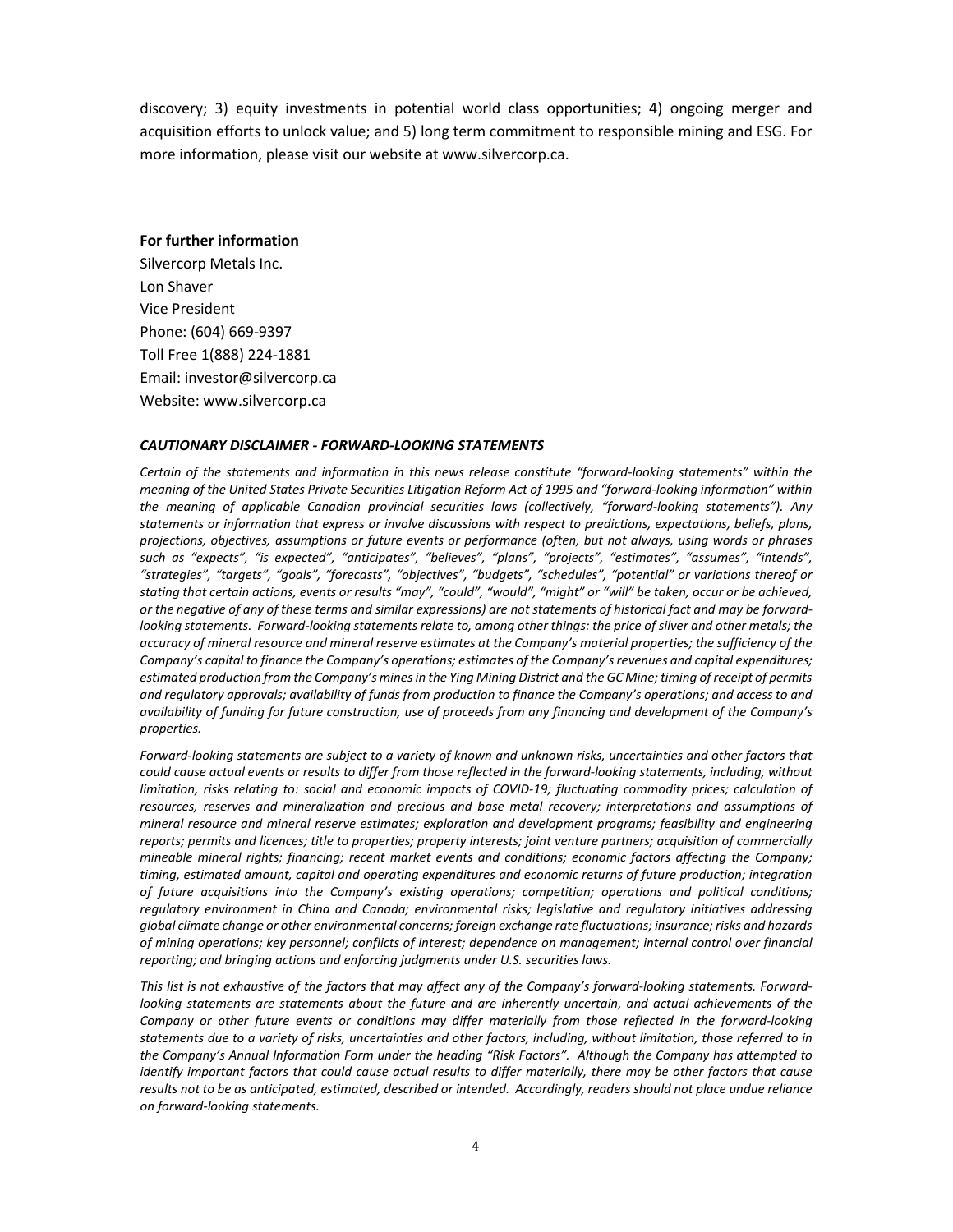discovery; 3) equity investments in potential world class opportunities; 4) ongoing merger and acquisition efforts to unlock value; and 5) long term commitment to responsible mining and ESG. For more information, please visit our website at www.silvercorp.ca.

**For further information**

Silvercorp Metals Inc.
Lon Shaver
Vice President
Phone: (604) 669-9397
Toll Free 1(888) 224-1881
Email: investor@silvercorp.ca
Website: www.silvercorp.ca

***CAUTIONARY DISCLAIMER - FORWARD-LOOKING STATEMENTS***

*Certain of the statements and information in this news release constitute "forward-looking statements" within the meaning of the United States Private Securities Litigation Reform Act of 1995 and "forward-looking information" within the meaning of applicable Canadian provincial securities laws (collectively, "forward-looking statements"). Any statements or information that express or involve discussions with respect to predictions, expectations, beliefs, plans, projections, objectives, assumptions or future events or performance (often, but not always, using words or phrases such as "expects", "is expected", "anticipates", "believes", "plans", "projects", "estimates", "assumes", "intends", "strategies", "targets", "goals", "forecasts", "objectives", "budgets", "schedules", "potential" or variations thereof or stating that certain actions, events or results "may", "could", "would", "might" or "will" be taken, occur or be achieved, or the negative of any of these terms and similar expressions) are not statements of historical fact and may be forward-looking statements. Forward-looking statements relate to, among other things: the price of silver and other metals; the accuracy of mineral resource and mineral reserve estimates at the Company's material properties; the sufficiency of the Company's capital to finance the Company's operations; estimates of the Company's revenues and capital expenditures; estimated production from the Company's mines in the Ying Mining District and the GC Mine; timing of receipt of permits and regulatory approvals; availability of funds from production to finance the Company's operations; and access to and availability of funding for future construction, use of proceeds from any financing and development of the Company's properties.*

*Forward-looking statements are subject to a variety of known and unknown risks, uncertainties and other factors that could cause actual events or results to differ from those reflected in the forward-looking statements, including, without limitation, risks relating to: social and economic impacts of COVID-19; fluctuating commodity prices; calculation of resources, reserves and mineralization and precious and base metal recovery; interpretations and assumptions of mineral resource and mineral reserve estimates; exploration and development programs; feasibility and engineering reports; permits and licences; title to properties; property interests; joint venture partners; acquisition of commercially mineable mineral rights; financing; recent market events and conditions; economic factors affecting the Company; timing, estimated amount, capital and operating expenditures and economic returns of future production; integration of future acquisitions into the Company's existing operations; competition; operations and political conditions; regulatory environment in China and Canada; environmental risks; legislative and regulatory initiatives addressing global climate change or other environmental concerns; foreign exchange rate fluctuations; insurance; risks and hazards of mining operations; key personnel; conflicts of interest; dependence on management; internal control over financial reporting; and bringing actions and enforcing judgments under U.S. securities laws.*

*This list is not exhaustive of the factors that may affect any of the Company's forward-looking statements. Forward-looking statements are statements about the future and are inherently uncertain, and actual achievements of the Company or other future events or conditions may differ materially from those reflected in the forward-looking statements due to a variety of risks, uncertainties and other factors, including, without limitation, those referred to in the Company's Annual Information Form under the heading "Risk Factors". Although the Company has attempted to identify important factors that could cause actual results to differ materially, there may be other factors that cause results not to be as anticipated, estimated, described or intended. Accordingly, readers should not place undue reliance on forward-looking statements.*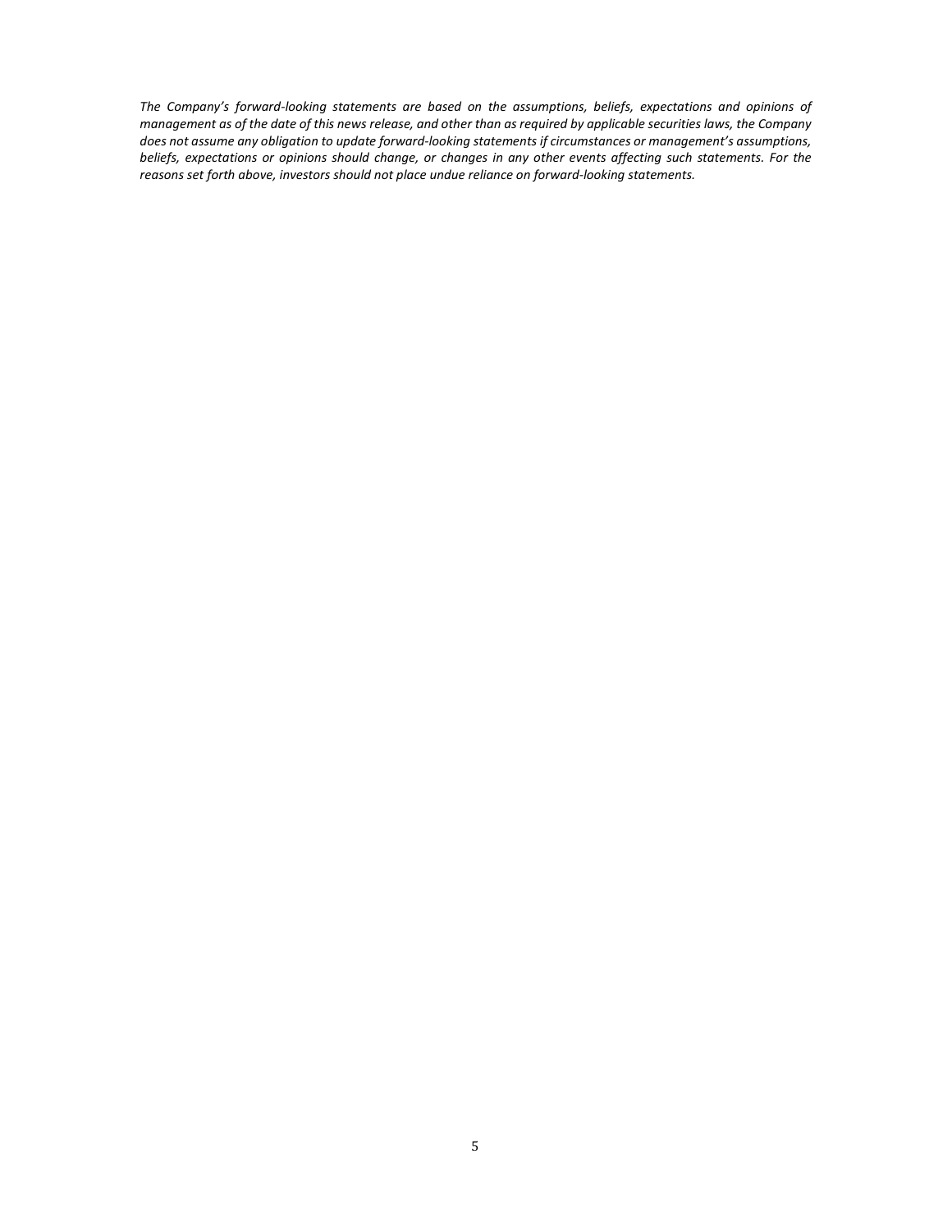*The Company's forward-looking statements are based on the assumptions, beliefs, expectations and opinions of management as of the date of this news release, and other than as required by applicable securities laws, the Company does not assume any obligation to update forward-looking statements if circumstances or management's assumptions, beliefs, expectations or opinions should change, or changes in any other events affecting such statements. For the reasons set forth above, investors should not place undue reliance on forward-looking statements.*